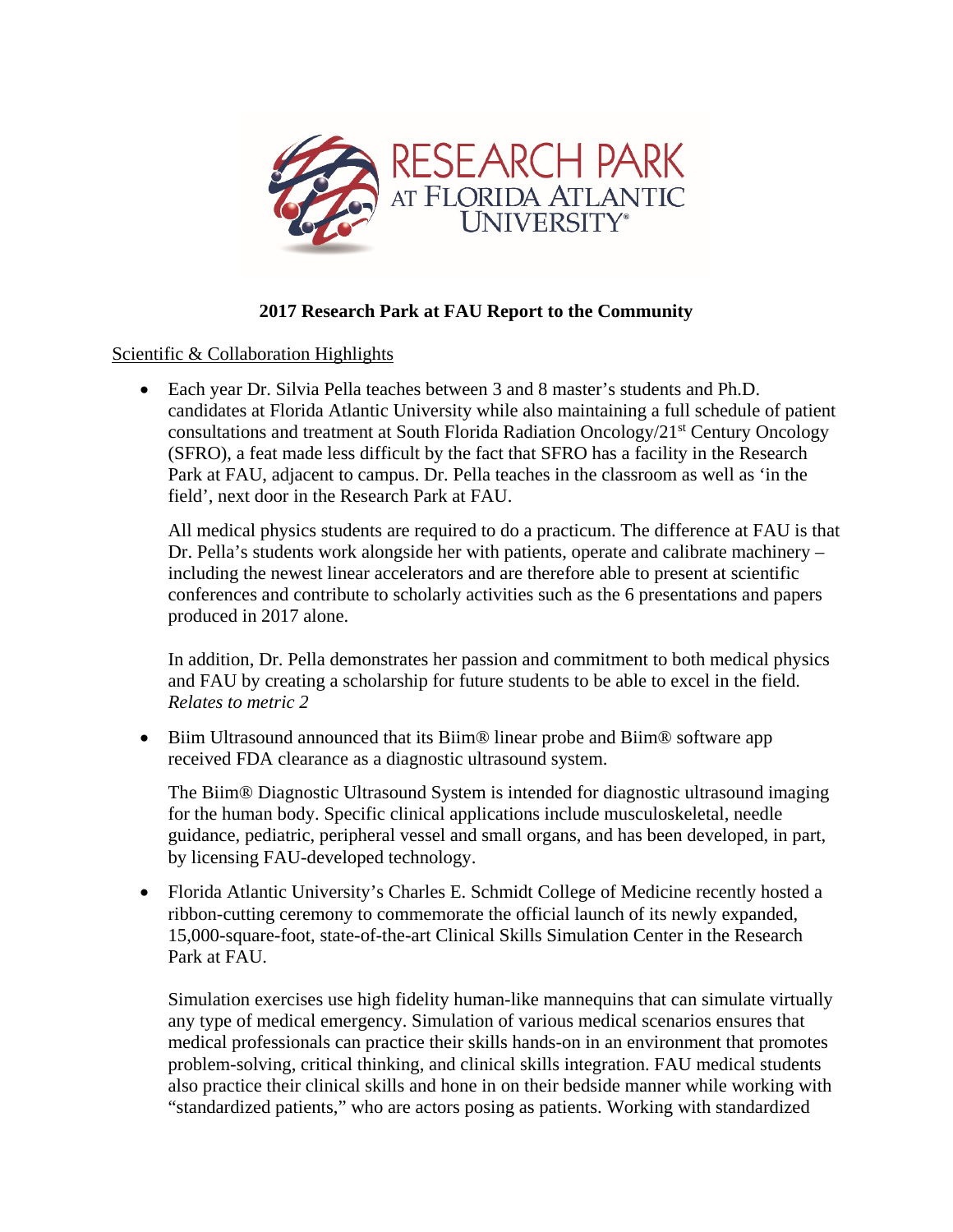RESEARCH PARK AT FLORIDA ATLANTIC UNIVERSITY®

**2017 Research Park at FAU Report to the Community**

Scientific & Collaboration Highlights

- Each year Dr. Silvia Pella teaches between 3 and 8 master's students and Ph.D. candidates at Florida Atlantic University while also maintaining a full schedule of patient consultations and treatment at South Florida Radiation Oncology/21st Century Oncology (SFRO), a feat made less difficult by the fact that SFRO has a facility in the Research Park at FAU, adjacent to campus. Dr. Pella teaches in the classroom as well as 'in the field', next door in the Research Park at FAU.

  All medical physics students are required to do a practicum. The difference at FAU is that Dr. Pella's students work alongside her with patients, operate and calibrate machinery – including the newest linear accelerators and are therefore able to present at scientific conferences and contribute to scholarly activities such as the 6 presentations and papers produced in 2017 alone.

  In addition, Dr. Pella demonstrates her passion and commitment to both medical physics and FAU by creating a scholarship for future students to be able to excel in the field. *Relates to metric 2*

- Biim Ultrasound announced that its Biim® linear probe and Biim® software app received FDA clearance as a diagnostic ultrasound system.

  The Biim® Diagnostic Ultrasound System is intended for diagnostic ultrasound imaging for the human body. Specific clinical applications include musculoskeletal, needle guidance, pediatric, peripheral vessel and small organs, and has been developed, in part, by licensing FAU-developed technology.

- Florida Atlantic University's Charles E. Schmidt College of Medicine recently hosted a ribbon-cutting ceremony to commemorate the official launch of its newly expanded, 15,000-square-foot, state-of-the-art Clinical Skills Simulation Center in the Research Park at FAU.

  Simulation exercises use high fidelity human-like mannequins that can simulate virtually any type of medical emergency. Simulation of various medical scenarios ensures that medical professionals can practice their skills hands-on in an environment that promotes problem-solving, critical thinking, and clinical skills integration. FAU medical students also practice their clinical skills and hone in on their bedside manner while working with "standardized patients," who are actors posing as patients. Working with standardized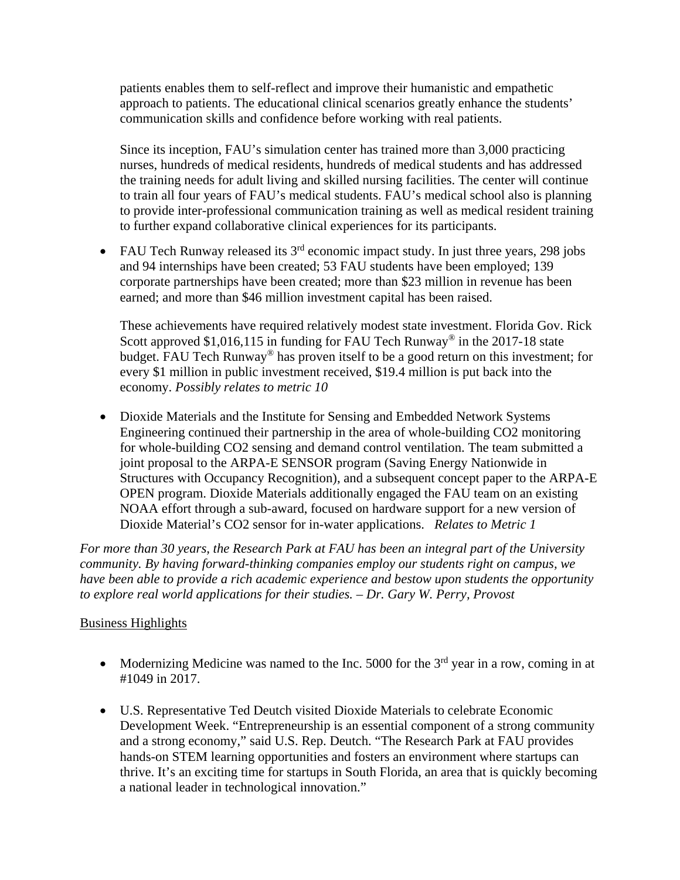patients enables them to self-reflect and improve their humanistic and empathetic approach to patients. The educational clinical scenarios greatly enhance the students' communication skills and confidence before working with real patients.

Since its inception, FAU's simulation center has trained more than 3,000 practicing nurses, hundreds of medical residents, hundreds of medical students and has addressed the training needs for adult living and skilled nursing facilities. The center will continue to train all four years of FAU's medical students. FAU's medical school also is planning to provide inter-professional communication training as well as medical resident training to further expand collaborative clinical experiences for its participants.

- FAU Tech Runway released its 3rd economic impact study. In just three years, 298 jobs and 94 internships have been created; 53 FAU students have been employed; 139 corporate partnerships have been created; more than $23 million in revenue has been earned; and more than $46 million investment capital has been raised.

  These achievements have required relatively modest state investment. Florida Gov. Rick Scott approved $1,016,115 in funding for FAU Tech Runway® in the 2017-18 state budget. FAU Tech Runway® has proven itself to be a good return on this investment; for every $1 million in public investment received, $19.4 million is put back into the economy. *Possibly relates to metric 10*

- Dioxide Materials and the Institute for Sensing and Embedded Network Systems Engineering continued their partnership in the area of whole-building CO2 monitoring for whole-building CO2 sensing and demand control ventilation. The team submitted a joint proposal to the ARPA-E SENSOR program (Saving Energy Nationwide in Structures with Occupancy Recognition), and a subsequent concept paper to the ARPA-E OPEN program. Dioxide Materials additionally engaged the FAU team on an existing NOAA effort through a sub-award, focused on hardware support for a new version of Dioxide Material's CO2 sensor for in-water applications. *Relates to Metric 1*

*For more than 30 years, the Research Park at FAU has been an integral part of the University community. By having forward-thinking companies employ our students right on campus, we have been able to provide a rich academic experience and bestow upon students the opportunity to explore real world applications for their studies. – Dr. Gary W. Perry, Provost*

<u>Business Highlights</u>

- Modernizing Medicine was named to the Inc. 5000 for the 3rd year in a row, coming in at #1049 in 2017.

- U.S. Representative Ted Deutch visited Dioxide Materials to celebrate Economic Development Week. "Entrepreneurship is an essential component of a strong community and a strong economy," said U.S. Rep. Deutch. "The Research Park at FAU provides hands-on STEM learning opportunities and fosters an environment where startups can thrive. It's an exciting time for startups in South Florida, an area that is quickly becoming a national leader in technological innovation."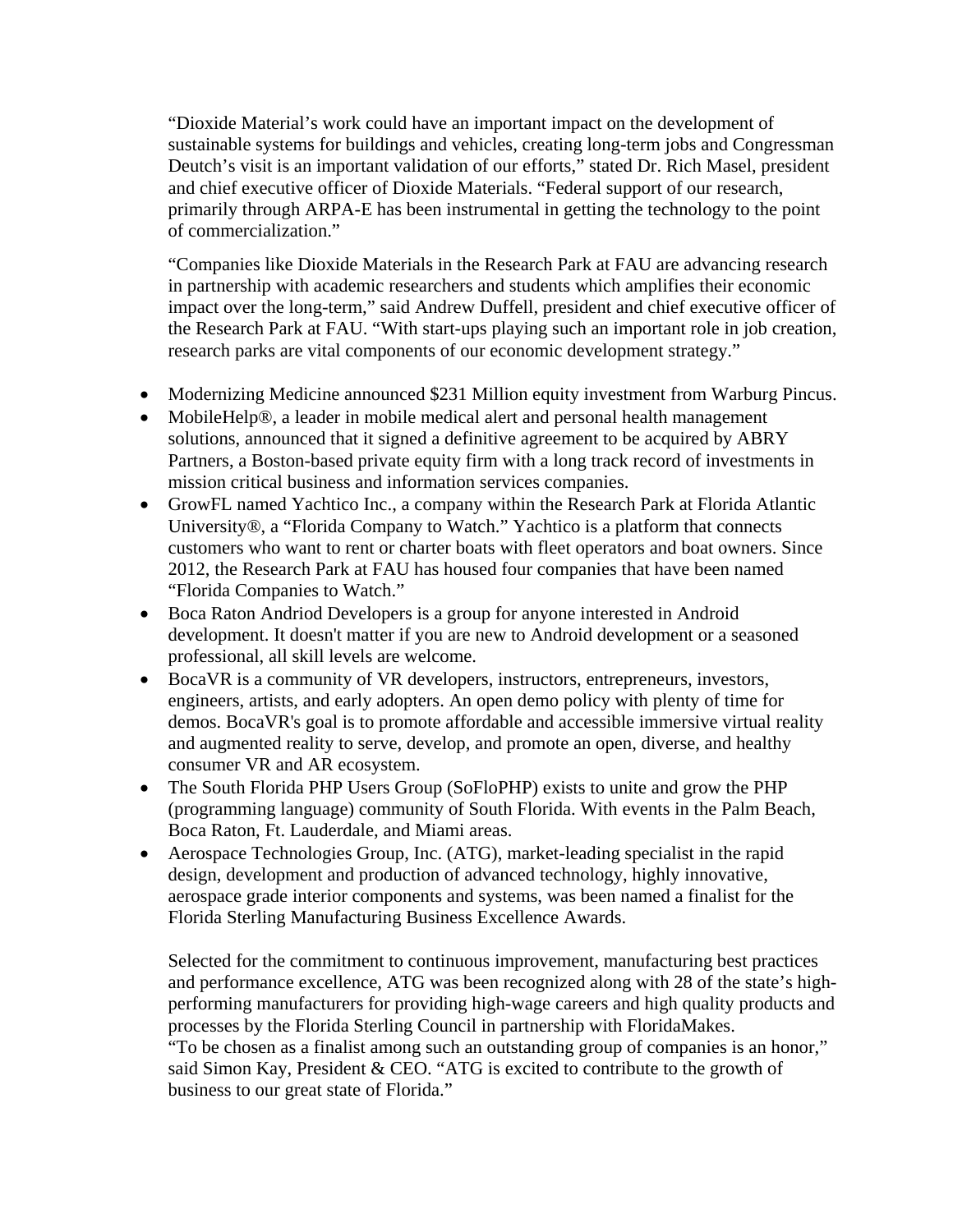“Dioxide Material’s work could have an important impact on the development of sustainable systems for buildings and vehicles, creating long-term jobs and Congressman Deutch’s visit is an important validation of our efforts,” stated Dr. Rich Masel, president and chief executive officer of Dioxide Materials. “Federal support of our research, primarily through ARPA-E has been instrumental in getting the technology to the point of commercialization.”

“Companies like Dioxide Materials in the Research Park at FAU are advancing research in partnership with academic researchers and students which amplifies their economic impact over the long-term,” said Andrew Duffell, president and chief executive officer of the Research Park at FAU. “With start-ups playing such an important role in job creation, research parks are vital components of our economic development strategy.”

- Modernizing Medicine announced $231 Million equity investment from Warburg Pincus.
- MobileHelp®, a leader in mobile medical alert and personal health management solutions, announced that it signed a definitive agreement to be acquired by ABRY Partners, a Boston-based private equity firm with a long track record of investments in mission critical business and information services companies.
- GrowFL named Yachtico Inc., a company within the Research Park at Florida Atlantic University®, a “Florida Company to Watch.” Yachtico is a platform that connects customers who want to rent or charter boats with fleet operators and boat owners. Since 2012, the Research Park at FAU has housed four companies that have been named “Florida Companies to Watch.”
- Boca Raton Andriod Developers is a group for anyone interested in Android development. It doesn't matter if you are new to Android development or a seasoned professional, all skill levels are welcome.
- BocaVR is a community of VR developers, instructors, entrepreneurs, investors, engineers, artists, and early adopters. An open demo policy with plenty of time for demos. BocaVR's goal is to promote affordable and accessible immersive virtual reality and augmented reality to serve, develop, and promote an open, diverse, and healthy consumer VR and AR ecosystem.
- The South Florida PHP Users Group (SoFloPHP) exists to unite and grow the PHP (programming language) community of South Florida. With events in the Palm Beach, Boca Raton, Ft. Lauderdale, and Miami areas.
- Aerospace Technologies Group, Inc. (ATG), market-leading specialist in the rapid design, development and production of advanced technology, highly innovative, aerospace grade interior components and systems, was been named a finalist for the Florida Sterling Manufacturing Business Excellence Awards.

  Selected for the commitment to continuous improvement, manufacturing best practices and performance excellence, ATG was been recognized along with 28 of the state’s high-performing manufacturers for providing high-wage careers and high quality products and processes by the Florida Sterling Council in partnership with FloridaMakes.
  “To be chosen as a finalist among such an outstanding group of companies is an honor,” said Simon Kay, President & CEO. “ATG is excited to contribute to the growth of business to our great state of Florida.”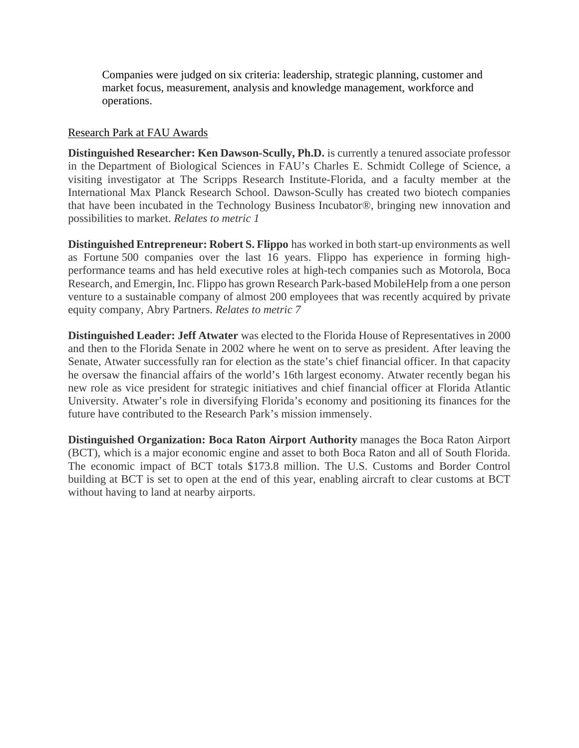Companies were judged on six criteria: leadership, strategic planning, customer and market focus, measurement, analysis and knowledge management, workforce and operations.

<u>Research Park at FAU Awards</u>

**Distinguished Researcher: Ken Dawson-Scully, Ph.D.** is currently a tenured associate professor in the Department of Biological Sciences in FAU's Charles E. Schmidt College of Science, a visiting investigator at The Scripps Research Institute-Florida, and a faculty member at the International Max Planck Research School. Dawson-Scully has created two biotech companies that have been incubated in the Technology Business Incubator®, bringing new innovation and possibilities to market. *Relates to metric 1*

**Distinguished Entrepreneur: Robert S. Flippo** has worked in both start-up environments as well as Fortune 500 companies over the last 16 years. Flippo has experience in forming high-performance teams and has held executive roles at high-tech companies such as Motorola, Boca Research, and Emergin, Inc. Flippo has grown Research Park-based MobileHelp from a one person venture to a sustainable company of almost 200 employees that was recently acquired by private equity company, Abry Partners. *Relates to metric 7*

**Distinguished Leader: Jeff Atwater** was elected to the Florida House of Representatives in 2000 and then to the Florida Senate in 2002 where he went on to serve as president. After leaving the Senate, Atwater successfully ran for election as the state's chief financial officer. In that capacity he oversaw the financial affairs of the world's 16th largest economy. Atwater recently began his new role as vice president for strategic initiatives and chief financial officer at Florida Atlantic University. Atwater's role in diversifying Florida's economy and positioning its finances for the future have contributed to the Research Park's mission immensely.

**Distinguished Organization: Boca Raton Airport Authority** manages the Boca Raton Airport (BCT), which is a major economic engine and asset to both Boca Raton and all of South Florida. The economic impact of BCT totals $173.8 million. The U.S. Customs and Border Control building at BCT is set to open at the end of this year, enabling aircraft to clear customs at BCT without having to land at nearby airports.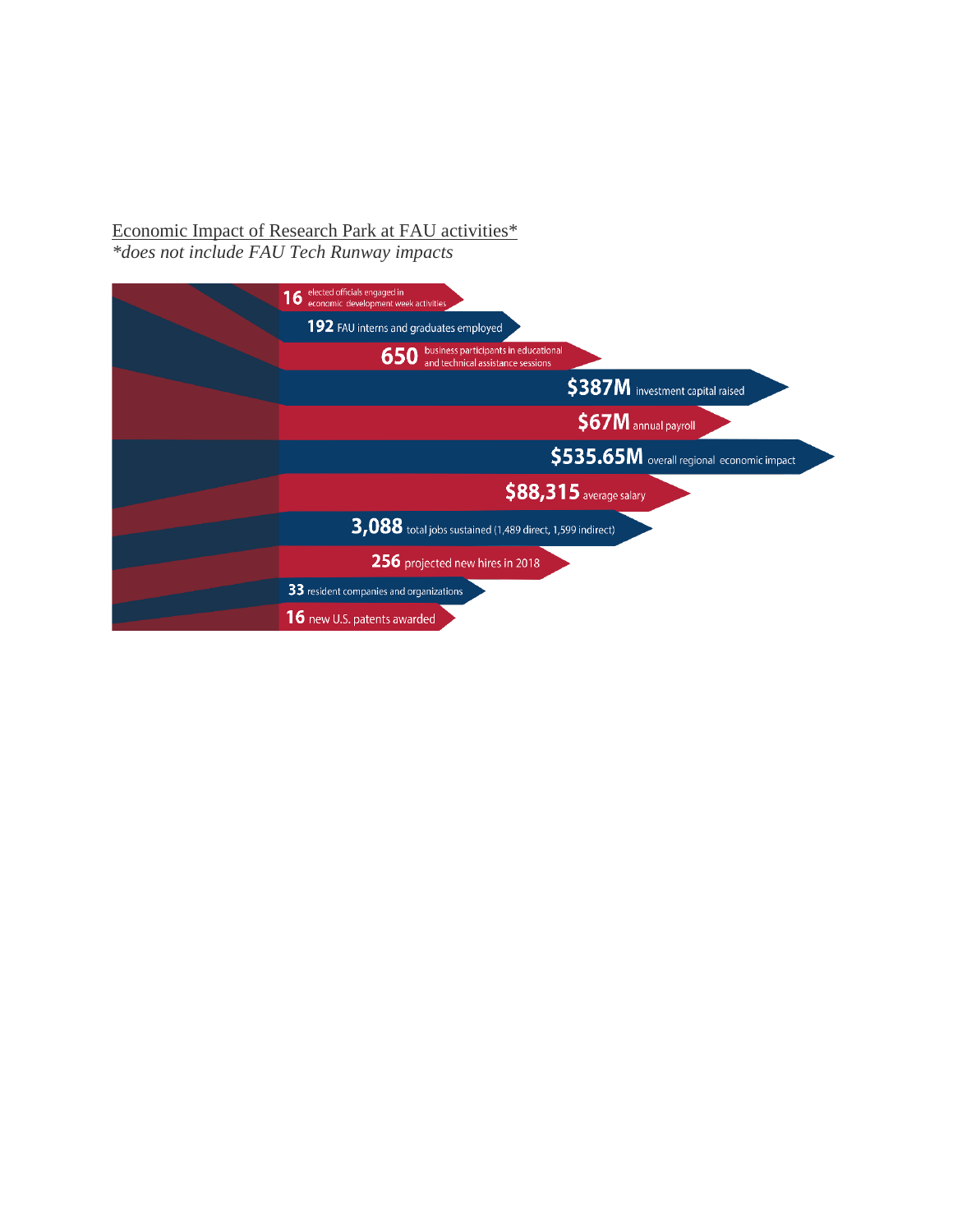Economic Impact of Research Park at FAU activities*

*\*does not include FAU Tech Runway impacts*

16 elected officials engaged in economic development week activities

192 FAU interns and graduates employed

650 business participants in educational and technical assistance sessions

$387M investment capital raised

$67M annual payroll

$535.65M overall regional economic impact

$88,315 average salary

3,088 total jobs sustained (1,489 direct, 1,599 indirect)

256 projected new hires in 2018

33 resident companies and organizations

16 new U.S. patents awarded